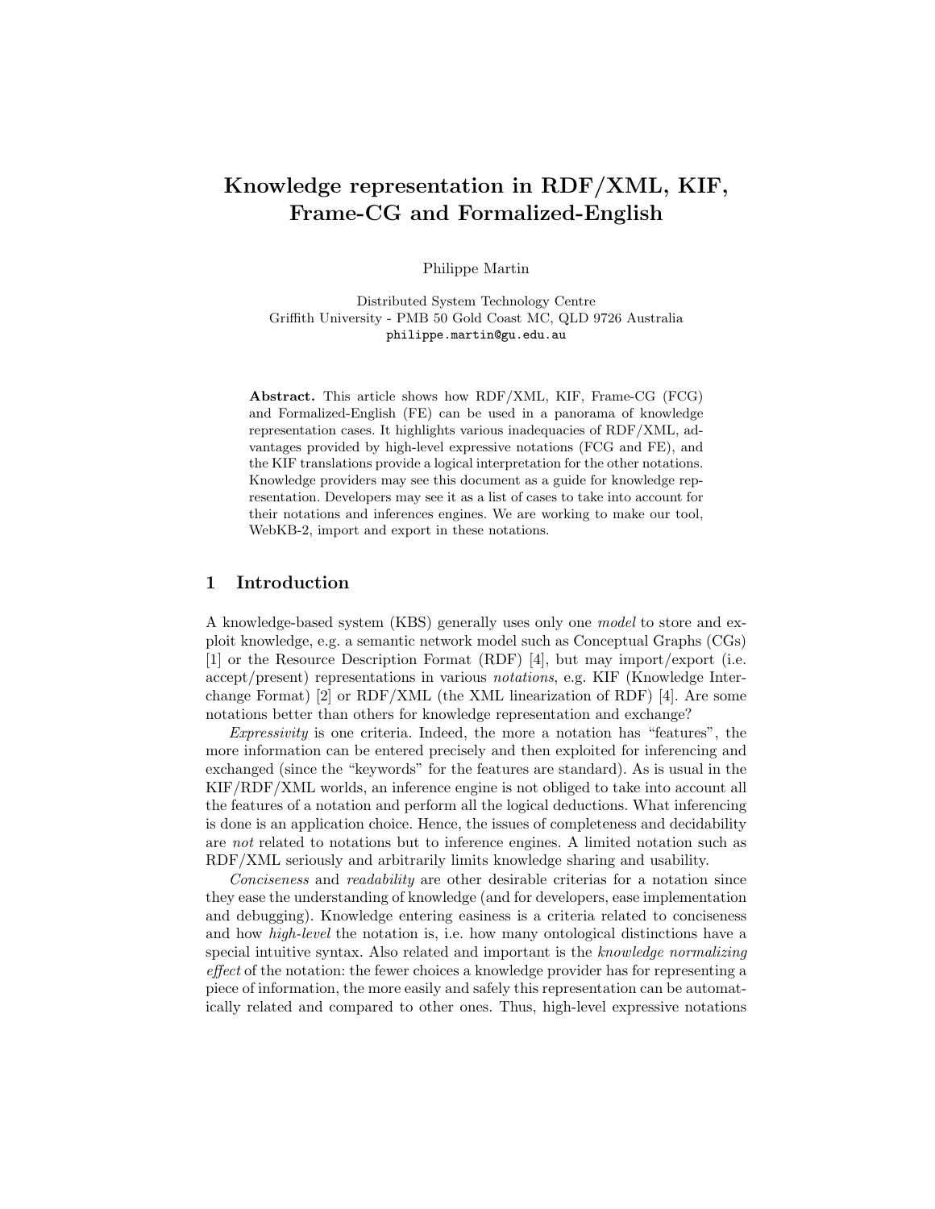# Knowledge representation in RDF/XML, KIF, Frame-CG and Formalized-English

Philippe Martin

Distributed System Technology Centre
Griffith University - PMB 50 Gold Coast MC, QLD 9726 Australia
philippe.martin@gu.edu.au

**Abstract.** This article shows how RDF/XML, KIF, Frame-CG (FCG) and Formalized-English (FE) can be used in a panorama of knowledge representation cases. It highlights various inadequacies of RDF/XML, advantages provided by high-level expressive notations (FCG and FE), and the KIF translations provide a logical interpretation for the other notations. Knowledge providers may see this document as a guide for knowledge representation. Developers may see it as a list of cases to take into account for their notations and inferences engines. We are working to make our tool, WebKB-2, import and export in these notations.

## 1 Introduction

A knowledge-based system (KBS) generally uses only one *model* to store and exploit knowledge, e.g. a semantic network model such as Conceptual Graphs (CGs) [1] or the Resource Description Format (RDF) [4], but may import/export (i.e. accept/present) representations in various *notations*, e.g. KIF (Knowledge Interchange Format) [2] or RDF/XML (the XML linearization of RDF) [4]. Are some notations better than others for knowledge representation and exchange?

*Expressivity* is one criteria. Indeed, the more a notation has "features", the more information can be entered precisely and then exploited for inferencing and exchanged (since the "keywords" for the features are standard). As is usual in the KIF/RDF/XML worlds, an inference engine is not obliged to take into account all the features of a notation and perform all the logical deductions. What inferencing is done is an application choice. Hence, the issues of completeness and decidability are *not* related to notations but to inference engines. A limited notation such as RDF/XML seriously and arbitrarily limits knowledge sharing and usability.

*Conciseness* and *readability* are other desirable criterias for a notation since they ease the understanding of knowledge (and for developers, ease implementation and debugging). Knowledge entering easiness is a criteria related to conciseness and how *high-level* the notation is, i.e. how many ontological distinctions have a special intuitive syntax. Also related and important is the *knowledge normalizing effect* of the notation: the fewer choices a knowledge provider has for representing a piece of information, the more easily and safely this representation can be automatically related and compared to other ones. Thus, high-level expressive notations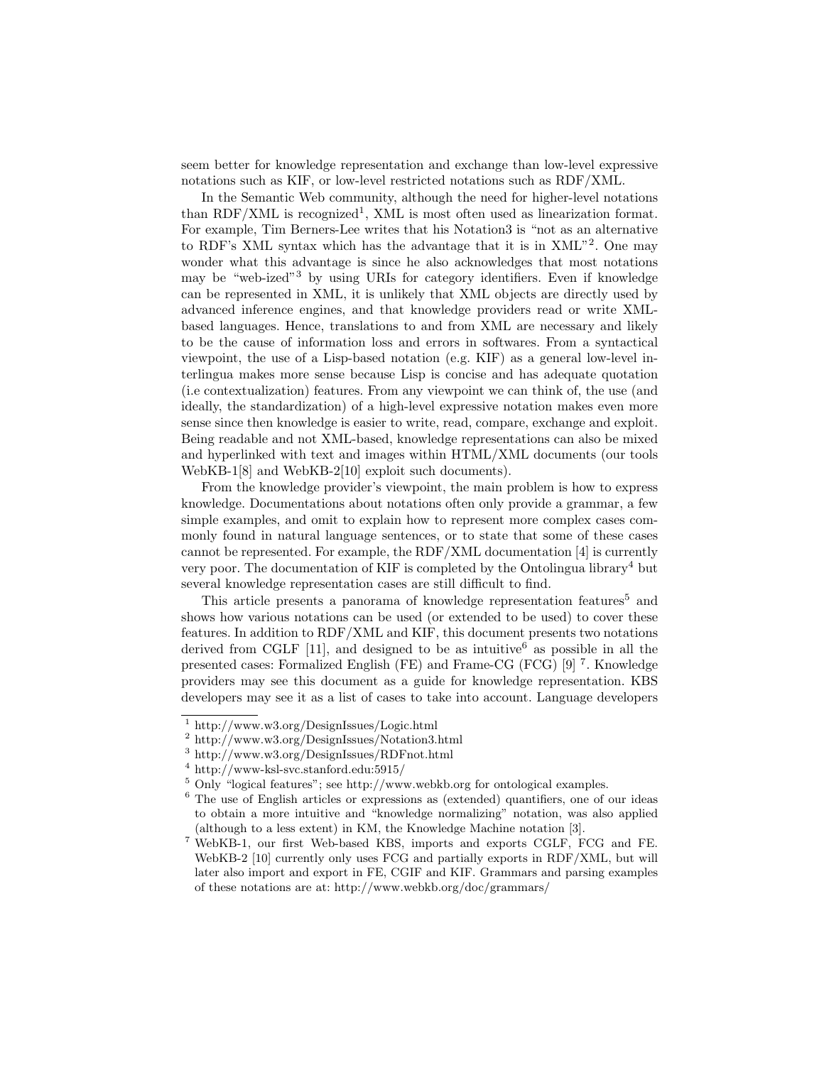seem better for knowledge representation and exchange than low-level expressive notations such as KIF, or low-level restricted notations such as RDF/XML.

In the Semantic Web community, although the need for higher-level notations than RDF/XML is recognized[1], XML is most often used as linearization format. For example, Tim Berners-Lee writes that his Notation3 is "not as an alternative to RDF's XML syntax which has the advantage that it is in XML"[2]. One may wonder what this advantage is since he also acknowledges that most notations may be "web-ized"[3] by using URIs for category identifiers. Even if knowledge can be represented in XML, it is unlikely that XML objects are directly used by advanced inference engines, and that knowledge providers read or write XML-based languages. Hence, translations to and from XML are necessary and likely to be the cause of information loss and errors in softwares. From a syntactical viewpoint, the use of a Lisp-based notation (e.g. KIF) as a general low-level interlingua makes more sense because Lisp is concise and has adequate quotation (i.e contextualization) features. From any viewpoint we can think of, the use (and ideally, the standardization) of a high-level expressive notation makes even more sense since then knowledge is easier to write, read, compare, exchange and exploit. Being readable and not XML-based, knowledge representations can also be mixed and hyperlinked with text and images within HTML/XML documents (our tools WebKB-1[8] and WebKB-2[10] exploit such documents).

From the knowledge provider's viewpoint, the main problem is how to express knowledge. Documentations about notations often only provide a grammar, a few simple examples, and omit to explain how to represent more complex cases commonly found in natural language sentences, or to state that some of these cases cannot be represented. For example, the RDF/XML documentation [4] is currently very poor. The documentation of KIF is completed by the Ontolingua library[4] but several knowledge representation cases are still difficult to find.

This article presents a panorama of knowledge representation features[5] and shows how various notations can be used (or extended to be used) to cover these features. In addition to RDF/XML and KIF, this document presents two notations derived from CGLF [11], and designed to be as intuitive[6] as possible in all the presented cases: Formalized English (FE) and Frame-CG (FCG) [9] [7]. Knowledge providers may see this document as a guide for knowledge representation. KBS developers may see it as a list of cases to take into account. Language developers

---

[1] http://www.w3.org/DesignIssues/Logic.html

[2] http://www.w3.org/DesignIssues/Notation3.html

[3] http://www.w3.org/DesignIssues/RDFnot.html

[4] http://www-ksl-svc.stanford.edu:5915/

[5] Only "logical features"; see http://www.webkb.org for ontological examples.

[6] The use of English articles or expressions as (extended) quantifiers, one of our ideas to obtain a more intuitive and "knowledge normalizing" notation, was also applied (although to a less extent) in KM, the Knowledge Machine notation [3].

[7] WebKB-1, our first Web-based KBS, imports and exports CGLF, FCG and FE. WebKB-2 [10] currently only uses FCG and partially exports in RDF/XML, but will later also import and export in FE, CGIF and KIF. Grammars and parsing examples of these notations are at: http://www.webkb.org/doc/grammars/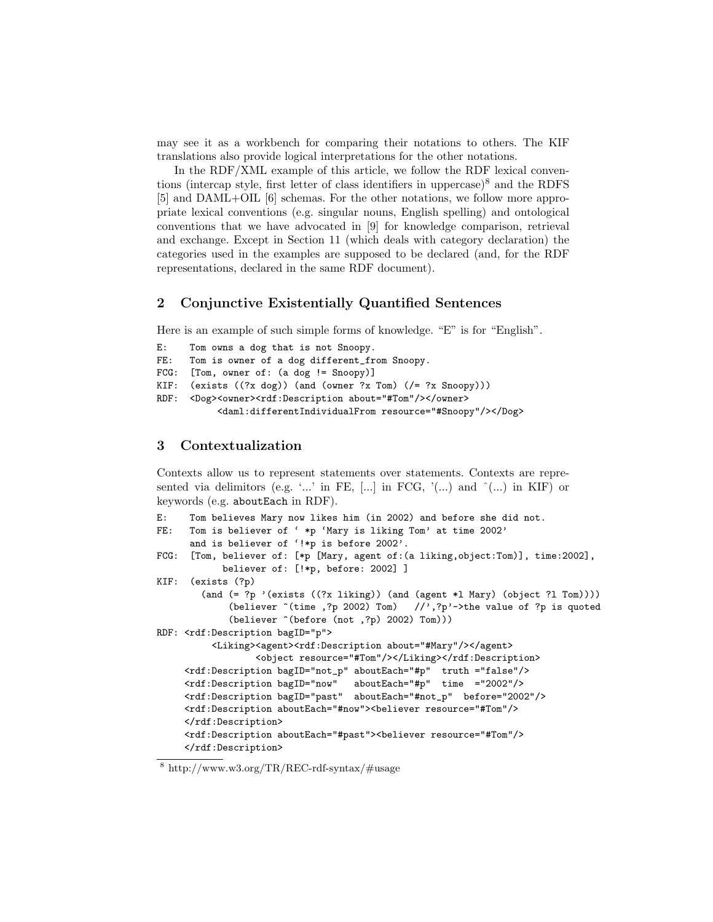may see it as a workbench for comparing their notations to others. The KIF translations also provide logical interpretations for the other notations.

In the RDF/XML example of this article, we follow the RDF lexical conventions (intercap style, first letter of class identifiers in uppercase)[8] and the RDFS [5] and DAML+OIL [6] schemas. For the other notations, we follow more appropriate lexical conventions (e.g. singular nouns, English spelling) and ontological conventions that we have advocated in [9] for knowledge comparison, retrieval and exchange. Except in Section 11 (which deals with category declaration) the categories used in the examples are supposed to be declared (and, for the RDF representations, declared in the same RDF document).

## 2 Conjunctive Existentially Quantified Sentences

Here is an example of such simple forms of knowledge. "E" is for "English".

```
E:    Tom owns a dog that is not Snoopy.
FE:   Tom is owner of a dog different_from Snoopy.
FCG:  [Tom, owner of: (a dog != Snoopy)]
KIF:  (exists ((?x dog)) (and (owner ?x Tom) (/= ?x Snoopy)))
RDF:  <Dog><owner><rdf:Description about="#Tom"/></owner>
          <daml:differentIndividualFrom resource="#Snoopy"/></Dog>
```

## 3 Contextualization

Contexts allow us to represent statements over statements. Contexts are represented via delimitors (e.g. '...' in FE, [...] in FCG, '(...) and ^(...) in KIF) or keywords (e.g. aboutEach in RDF).

```
E:    Tom believes Mary now likes him (in 2002) and before she did not.
FE:   Tom is believer of ' *p 'Mary is liking Tom' at time 2002'
      and is believer of '!*p is before 2002'.
FCG:  [Tom, believer of: [*p [Mary, agent of:(a liking,object:Tom)], time:2002],
            believer of: [!*p, before: 2002] ]
KIF:  (exists (?p)
        (and (= ?p '(exists ((?x liking)) (and (agent *l Mary) (object ?l Tom))))
             (believer ^(time ,?p 2002) Tom)   //',?p'->the value of ?p is quoted
             (believer ^(before (not ,?p) 2002) Tom)))
RDF: <rdf:Description bagID="p">
         <Liking><agent><rdf:Description about="#Mary"/></agent>
                 <object resource="#Tom"/></Liking></rdf:Description>
     <rdf:Description bagID="not_p" aboutEach="#p"  truth ="false"/>
     <rdf:Description bagID="now"   aboutEach="#p"  time  ="2002"/>
     <rdf:Description bagID="past"  aboutEach="#not_p"  before="2002"/>
     <rdf:Description aboutEach="#now"><believer resource="#Tom"/>
     </rdf:Description>
     <rdf:Description aboutEach="#past"><believer resource="#Tom"/>
     </rdf:Description>
```

[8] http://www.w3.org/TR/REC-rdf-syntax/#usage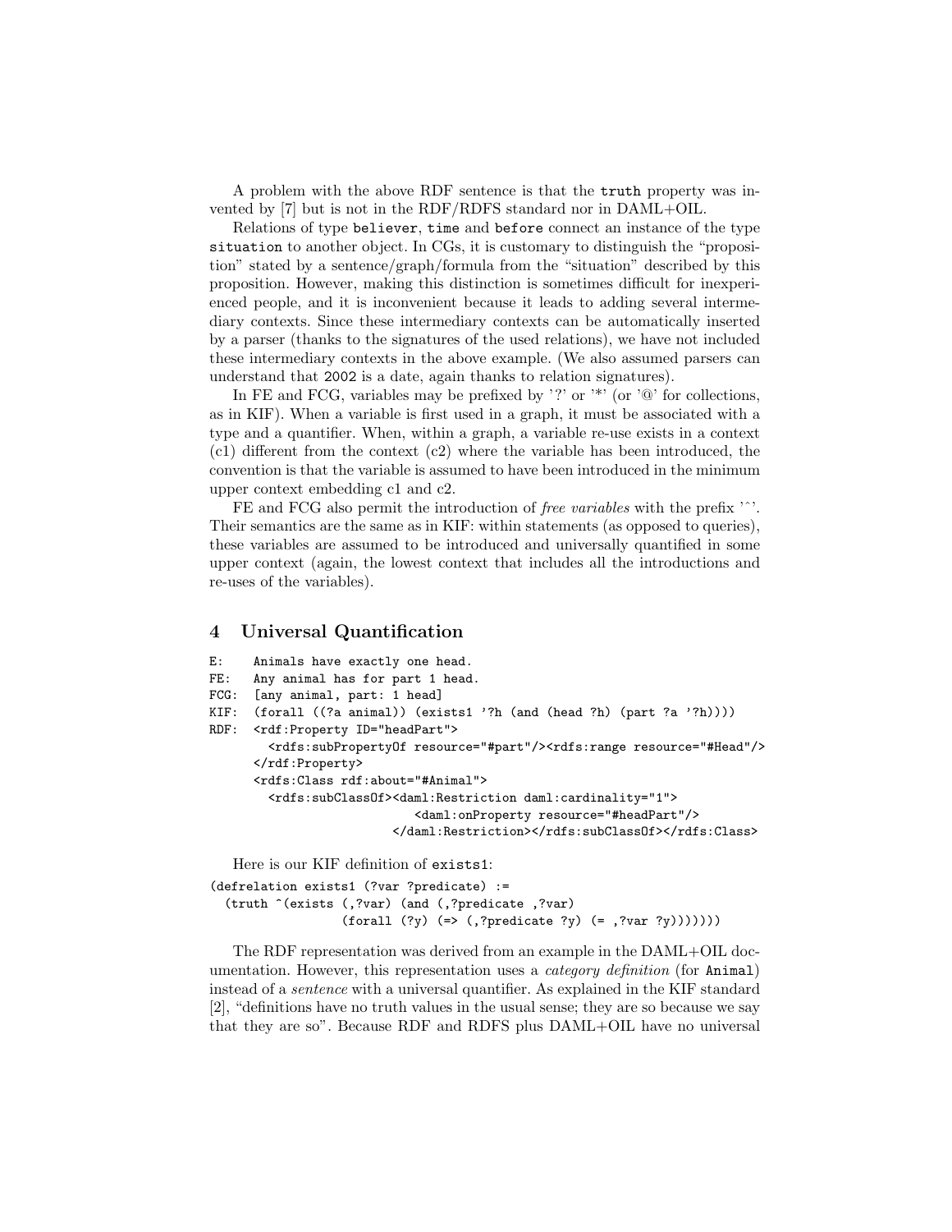A problem with the above RDF sentence is that the `truth` property was invented by [7] but is not in the RDF/RDFS standard nor in DAML+OIL.

Relations of type `believer`, `time` and `before` connect an instance of the type `situation` to another object. In CGs, it is customary to distinguish the "proposition" stated by a sentence/graph/formula from the "situation" described by this proposition. However, making this distinction is sometimes difficult for inexperienced people, and it is inconvenient because it leads to adding several intermediary contexts. Since these intermediary contexts can be automatically inserted by a parser (thanks to the signatures of the used relations), we have not included these intermediary contexts in the above example. (We also assumed parsers can understand that `2002` is a date, again thanks to relation signatures).

In FE and FCG, variables may be prefixed by '?' or '*' (or '@' for collections, as in KIF). When a variable is first used in a graph, it must be associated with a type and a quantifier. When, within a graph, a variable re-use exists in a context (c1) different from the context (c2) where the variable has been introduced, the convention is that the variable is assumed to have been introduced in the minimum upper context embedding c1 and c2.

FE and FCG also permit the introduction of *free variables* with the prefix '^'. Their semantics are the same as in KIF: within statements (as opposed to queries), these variables are assumed to be introduced and universally quantified in some upper context (again, the lowest context that includes all the introductions and re-uses of the variables).

## 4 Universal Quantification

```
E:    Animals have exactly one head.
FE:   Any animal has for part 1 head.
FCG:  [any animal, part: 1 head]
KIF:  (forall ((?a animal)) (exists1 '?h (and (head ?h) (part ?a '?h))))
RDF:  <rdf:Property ID="headPart">
        <rdfs:subPropertyOf resource="#part"/><rdfs:range resource="#Head"/>
      </rdf:Property>
      <rdfs:Class rdf:about="#Animal">
        <rdfs:subClassOf><daml:Restriction daml:cardinality="1">
                           <daml:onProperty resource="#headPart"/>
                         </daml:Restriction></rdfs:subClassOf></rdfs:Class>
```

Here is our KIF definition of `exists1`:

```
(defrelation exists1 (?var ?predicate) :=
  (truth ^(exists (,?var) (and (,?predicate ,?var)
                  (forall (?y) (=> (,?predicate ?y) (= ,?var ?y)))))))
```

The RDF representation was derived from an example in the DAML+OIL documentation. However, this representation uses a *category definition* (for `Animal`) instead of a *sentence* with a universal quantifier. As explained in the KIF standard [2], "definitions have no truth values in the usual sense; they are so because we say that they are so". Because RDF and RDFS plus DAML+OIL have no universal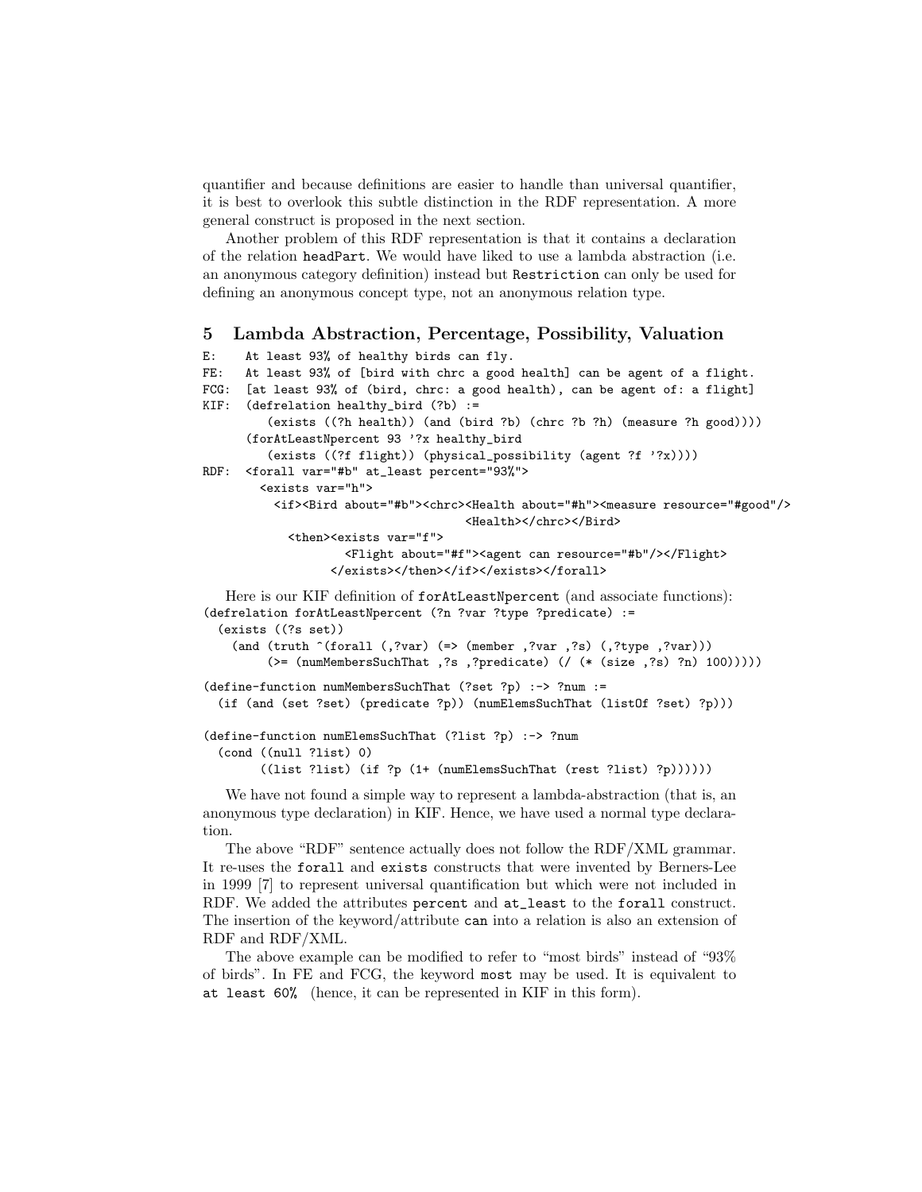quantifier and because definitions are easier to handle than universal quantifier, it is best to overlook this subtle distinction in the RDF representation. A more general construct is proposed in the next section.

Another problem of this RDF representation is that it contains a declaration of the relation `headPart`. We would have liked to use a lambda abstraction (i.e. an anonymous category definition) instead but `Restriction` can only be used for defining an anonymous concept type, not an anonymous relation type.

## 5 Lambda Abstraction, Percentage, Possibility, Valuation

```
E:    At least 93% of healthy birds can fly.
FE:   At least 93% of [bird with chrc a good health] can be agent of a flight.
FCG:  [at least 93% of (bird, chrc: a good health), can be agent of: a flight]
KIF:  (defrelation healthy_bird (?b) :=
         (exists ((?h health)) (and (bird ?b) (chrc ?b ?h) (measure ?h good))))
      (forAtLeastNpercent 93 '?x healthy_bird
         (exists ((?f flight)) (physical_possibility (agent ?f '?x))))
RDF:  <forall var="#b" at_least percent="93%">
        <exists var="h">
          <if><Bird about="#b"><chrc><Health about="#h"><measure resource="#good"/>
                                  <Health></chrc></Bird>
            <then><exists var="f">
                    <Flight about="#f"><agent can resource="#b"/></Flight>
                  </exists></then></if></exists></forall>
```

Here is our KIF definition of `forAtLeastNpercent` (and associate functions):

```
(defrelation forAtLeastNpercent (?n ?var ?type ?predicate) :=
  (exists ((?s set))
    (and (truth ^(forall (,?var) (=> (member ,?var ,?s) (,?type ,?var)))
         (>= (numMembersSuchThat ,?s ,?predicate) (/ (* (size ,?s) ?n) 100)))))

(define-function numMembersSuchThat (?set ?p) :-> ?num :=
  (if (and (set ?set) (predicate ?p)) (numElemsSuchThat (listOf ?set) ?p)))

(define-function numElemsSuchThat (?list ?p) :-> ?num
  (cond ((null ?list) 0)
        ((list ?list) (if ?p (1+ (numElemsSuchThat (rest ?list) ?p))))))
```

We have not found a simple way to represent a lambda-abstraction (that is, an anonymous type declaration) in KIF. Hence, we have used a normal type declaration.

The above "RDF" sentence actually does not follow the RDF/XML grammar. It re-uses the `forall` and `exists` constructs that were invented by Berners-Lee in 1999 [7] to represent universal quantification but which were not included in RDF. We added the attributes `percent` and `at_least` to the `forall` construct. The insertion of the keyword/attribute `can` into a relation is also an extension of RDF and RDF/XML.

The above example can be modified to refer to "most birds" instead of "93% of birds". In FE and FCG, the keyword `most` may be used. It is equivalent to `at least 60%` (hence, it can be represented in KIF in this form).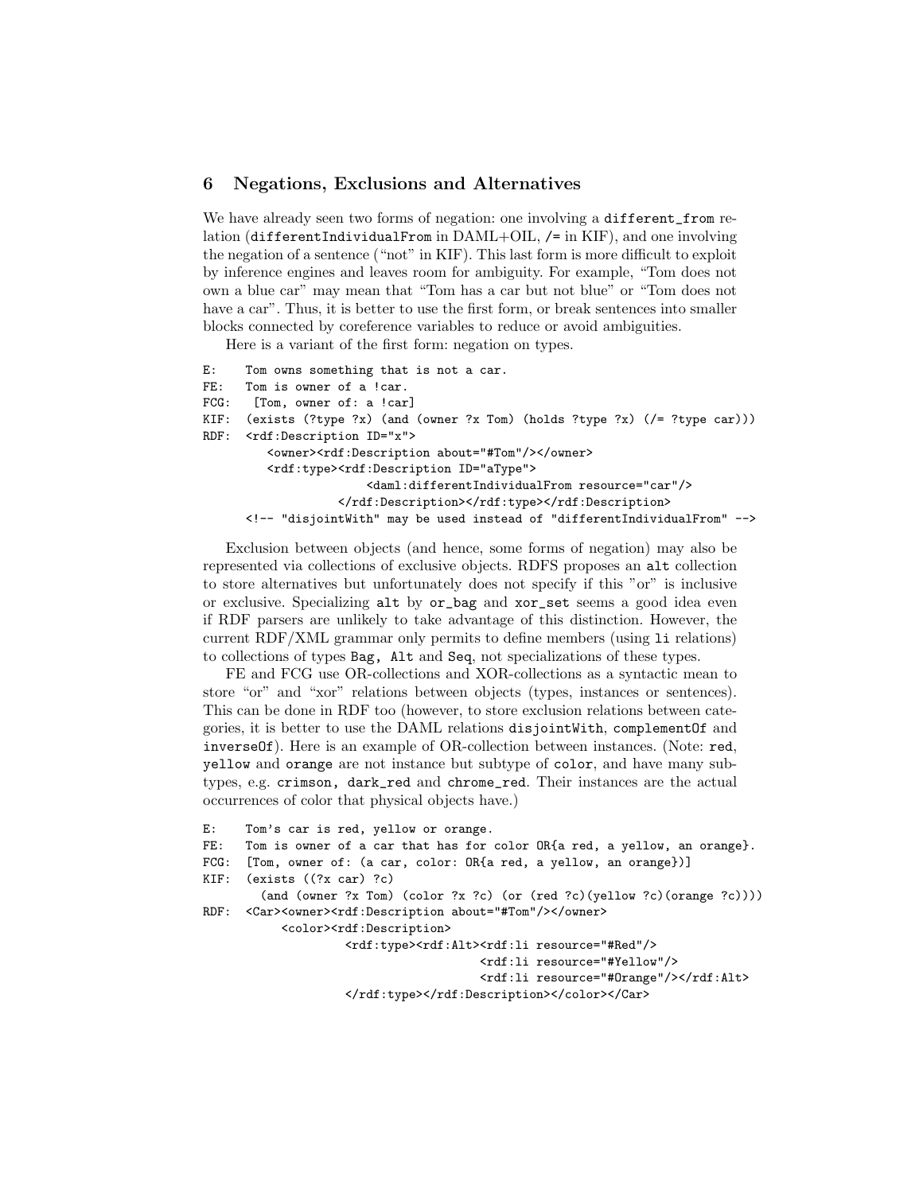## 6 Negations, Exclusions and Alternatives

We have already seen two forms of negation: one involving a `different_from` relation (`differentIndividualFrom` in DAML+OIL, `/=` in KIF), and one involving the negation of a sentence ("not" in KIF). This last form is more difficult to exploit by inference engines and leaves room for ambiguity. For example, "Tom does not own a blue car" may mean that "Tom has a car but not blue" or "Tom does not have a car". Thus, it is better to use the first form, or break sentences into smaller blocks connected by coreference variables to reduce or avoid ambiguities.

Here is a variant of the first form: negation on types.

```
E:    Tom owns something that is not a car.
FE:   Tom is owner of a !car.
FCG:   [Tom, owner of: a !car]
KIF:  (exists (?type ?x) (and (owner ?x Tom) (holds ?type ?x) (/= ?type car)))
RDF:  <rdf:Description ID="x">
         <owner><rdf:Description about="#Tom"/></owner>
         <rdf:type><rdf:Description ID="aType">
                      <daml:differentIndividualFrom resource="car"/>
                  </rdf:Description></rdf:type></rdf:Description>
      <!-- "disjointWith" may be used instead of "differentIndividualFrom" -->
```

Exclusion between objects (and hence, some forms of negation) may also be represented via collections of exclusive objects. RDFS proposes an `alt` collection to store alternatives but unfortunately does not specify if this "or" is inclusive or exclusive. Specializing `alt` by `or_bag` and `xor_set` seems a good idea even if RDF parsers are unlikely to take advantage of this distinction. However, the current RDF/XML grammar only permits to define members (using `li` relations) to collections of types `Bag, Alt` and `Seq`, not specializations of these types.

FE and FCG use OR-collections and XOR-collections as a syntactic mean to store "or" and "xor" relations between objects (types, instances or sentences). This can be done in RDF too (however, to store exclusion relations between categories, it is better to use the DAML relations `disjointWith`, `complementOf` and `inverseOf`). Here is an example of OR-collection between instances. (Note: `red`, `yellow` and `orange` are not instance but subtype of `color`, and have many subtypes, e.g. `crimson, dark_red` and `chrome_red`. Their instances are the actual occurrences of color that physical objects have.)

```
E:    Tom's car is red, yellow or orange.
FE:   Tom is owner of a car that has for color OR{a red, a yellow, an orange}.
FCG:  [Tom, owner of: (a car, color: OR{a red, a yellow, an orange})]
KIF:  (exists ((?x car) ?c)
        (and (owner ?x Tom) (color ?x ?c) (or (red ?c)(yellow ?c)(orange ?c))))
RDF:  <Car><owner><rdf:Description about="#Tom"/></owner>
           <color><rdf:Description>
                    <rdf:type><rdf:Alt><rdf:li resource="#Red"/>
                                       <rdf:li resource="#Yellow"/>
                                       <rdf:li resource="#Orange"/></rdf:Alt>
                    </rdf:type></rdf:Description></color></Car>
```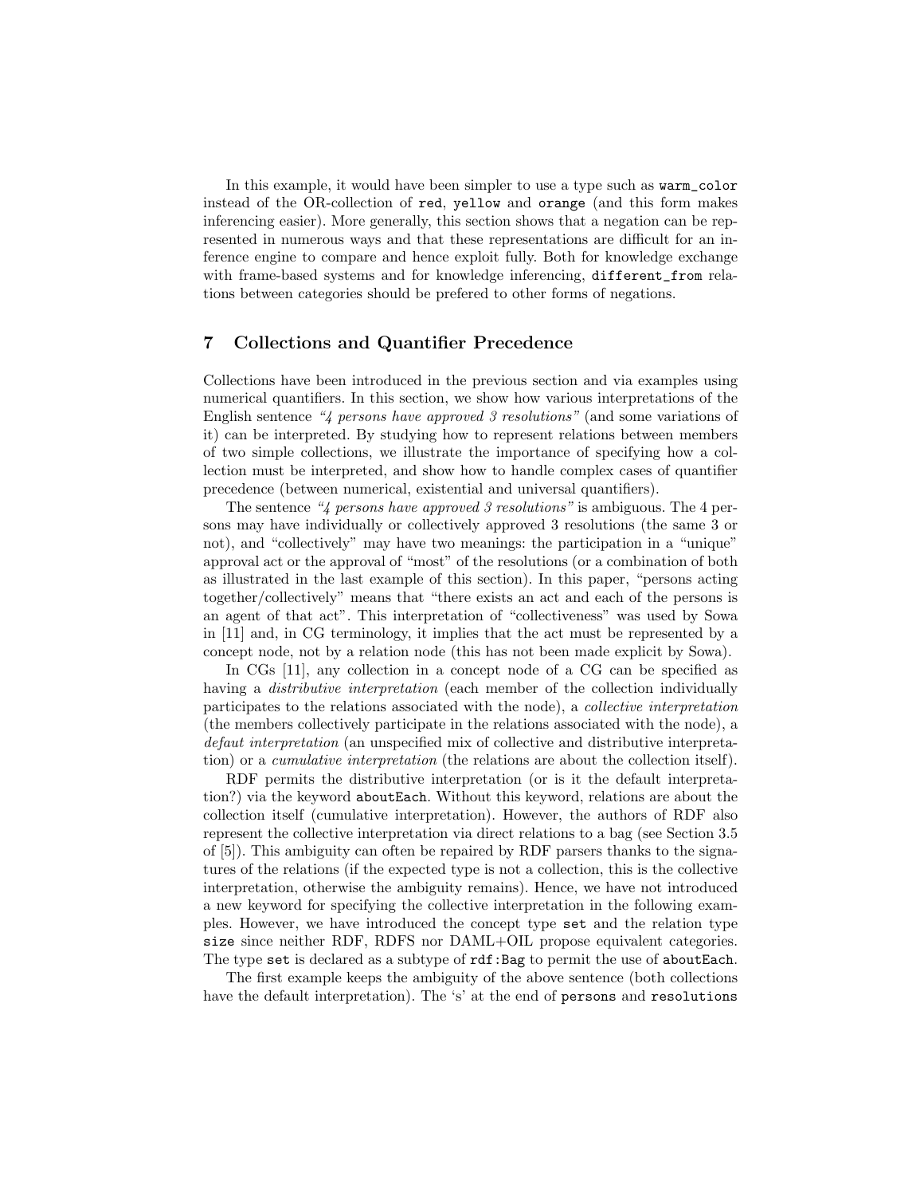In this example, it would have been simpler to use a type such as `warm_color` instead of the OR-collection of `red`, `yellow` and `orange` (and this form makes inferencing easier). More generally, this section shows that a negation can be represented in numerous ways and that these representations are difficult for an inference engine to compare and hence exploit fully. Both for knowledge exchange with frame-based systems and for knowledge inferencing, `different_from` relations between categories should be prefered to other forms of negations.

## 7 Collections and Quantifier Precedence

Collections have been introduced in the previous section and via examples using numerical quantifiers. In this section, we show how various interpretations of the English sentence *"4 persons have approved 3 resolutions"* (and some variations of it) can be interpreted. By studying how to represent relations between members of two simple collections, we illustrate the importance of specifying how a collection must be interpreted, and show how to handle complex cases of quantifier precedence (between numerical, existential and universal quantifiers).

The sentence *"4 persons have approved 3 resolutions"* is ambiguous. The 4 persons may have individually or collectively approved 3 resolutions (the same 3 or not), and "collectively" may have two meanings: the participation in a "unique" approval act or the approval of "most" of the resolutions (or a combination of both as illustrated in the last example of this section). In this paper, "persons acting together/collectively" means that "there exists an act and each of the persons is an agent of that act". This interpretation of "collectiveness" was used by Sowa in [11] and, in CG terminology, it implies that the act must be represented by a concept node, not by a relation node (this has not been made explicit by Sowa).

In CGs [11], any collection in a concept node of a CG can be specified as having a *distributive interpretation* (each member of the collection individually participates to the relations associated with the node), a *collective interpretation* (the members collectively participate in the relations associated with the node), a *defaut interpretation* (an unspecified mix of collective and distributive interpretation) or a *cumulative interpretation* (the relations are about the collection itself).

RDF permits the distributive interpretation (or is it the default interpretation?) via the keyword `aboutEach`. Without this keyword, relations are about the collection itself (cumulative interpretation). However, the authors of RDF also represent the collective interpretation via direct relations to a bag (see Section 3.5 of [5]). This ambiguity can often be repaired by RDF parsers thanks to the signatures of the relations (if the expected type is not a collection, this is the collective interpretation, otherwise the ambiguity remains). Hence, we have not introduced a new keyword for specifying the collective interpretation in the following examples. However, we have introduced the concept type `set` and the relation type `size` since neither RDF, RDFS nor DAML+OIL propose equivalent categories. The type `set` is declared as a subtype of `rdf:Bag` to permit the use of `aboutEach`.

The first example keeps the ambiguity of the above sentence (both collections have the default interpretation). The 's' at the end of `persons` and `resolutions`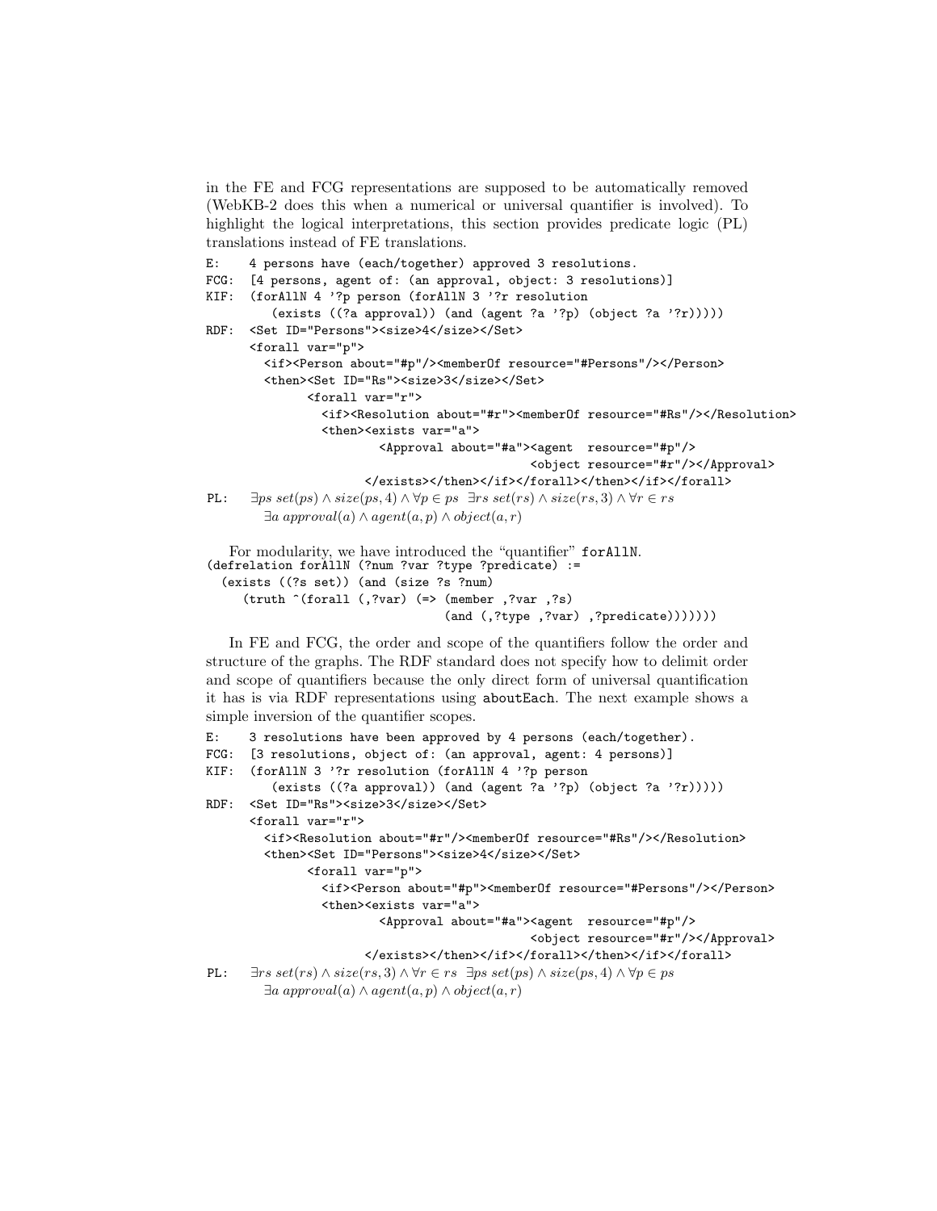in the FE and FCG representations are supposed to be automatically removed (WebKB-2 does this when a numerical or universal quantifier is involved). To highlight the logical interpretations, this section provides predicate logic (PL) translations instead of FE translations.

```
E:    4 persons have (each/together) approved 3 resolutions.
FCG:  [4 persons, agent of: (an approval, object: 3 resolutions)]
KIF:  (forAllN 4 '?p person (forAllN 3 '?r resolution
         (exists ((?a approval)) (and (agent ?a '?p) (object ?a '?r)))))
RDF:  <Set ID="Persons"><size>4</size></Set>
      <forall var="p">
        <if><Person about="#p"/><memberOf resource="#Persons"/></Person>
        <then><Set ID="Rs"><size>3</size></Set>
              <forall var="r">
                <if><Resolution about="#r"><memberOf resource="#Rs"/></Resolution>
                <then><exists var="a">
                        <Approval about="#a"><agent  resource="#p"/>
                                             <object resource="#r"/></Approval>
                      </exists></then></if></forall></then></if></forall>
```

PL: $\exists ps\ set(ps) \wedge size(ps, 4) \wedge \forall p \in ps\ \ \exists rs\ set(rs) \wedge size(rs, 3) \wedge \forall r \in rs$
$\exists a\ approval(a) \wedge agent(a, p) \wedge object(a, r)$

For modularity, we have introduced the "quantifier" forAllN.

```
(defrelation forAllN (?num ?var ?type ?predicate) :=
  (exists ((?s set)) (and (size ?s ?num)
     (truth ^(forall (,?var) (=> (member ,?var ,?s)
                                 (and (,?type ,?var) ,?predicate)))))))
```

In FE and FCG, the order and scope of the quantifiers follow the order and structure of the graphs. The RDF standard does not specify how to delimit order and scope of quantifiers because the only direct form of universal quantification it has is via RDF representations using aboutEach. The next example shows a simple inversion of the quantifier scopes.

```
E:    3 resolutions have been approved by 4 persons (each/together).
FCG:  [3 resolutions, object of: (an approval, agent: 4 persons)]
KIF:  (forAllN 3 '?r resolution (forAllN 4 '?p person
         (exists ((?a approval)) (and (agent ?a '?p) (object ?a '?r)))))
RDF:  <Set ID="Rs"><size>3</size></Set>
      <forall var="r">
        <if><Resolution about="#r"/><memberOf resource="#Rs"/></Resolution>
        <then><Set ID="Persons"><size>4</size></Set>
              <forall var="p">
                <if><Person about="#p"><memberOf resource="#Persons"/></Person>
                <then><exists var="a">
                        <Approval about="#a"><agent  resource="#p"/>
                                             <object resource="#r"/></Approval>
                      </exists></then></if></forall></then></if></forall>
```

PL: $\exists rs\ set(rs) \wedge size(rs, 3) \wedge \forall r \in rs\ \ \exists ps\ set(ps) \wedge size(ps, 4) \wedge \forall p \in ps$
$\exists a\ approval(a) \wedge agent(a, p) \wedge object(a, r)$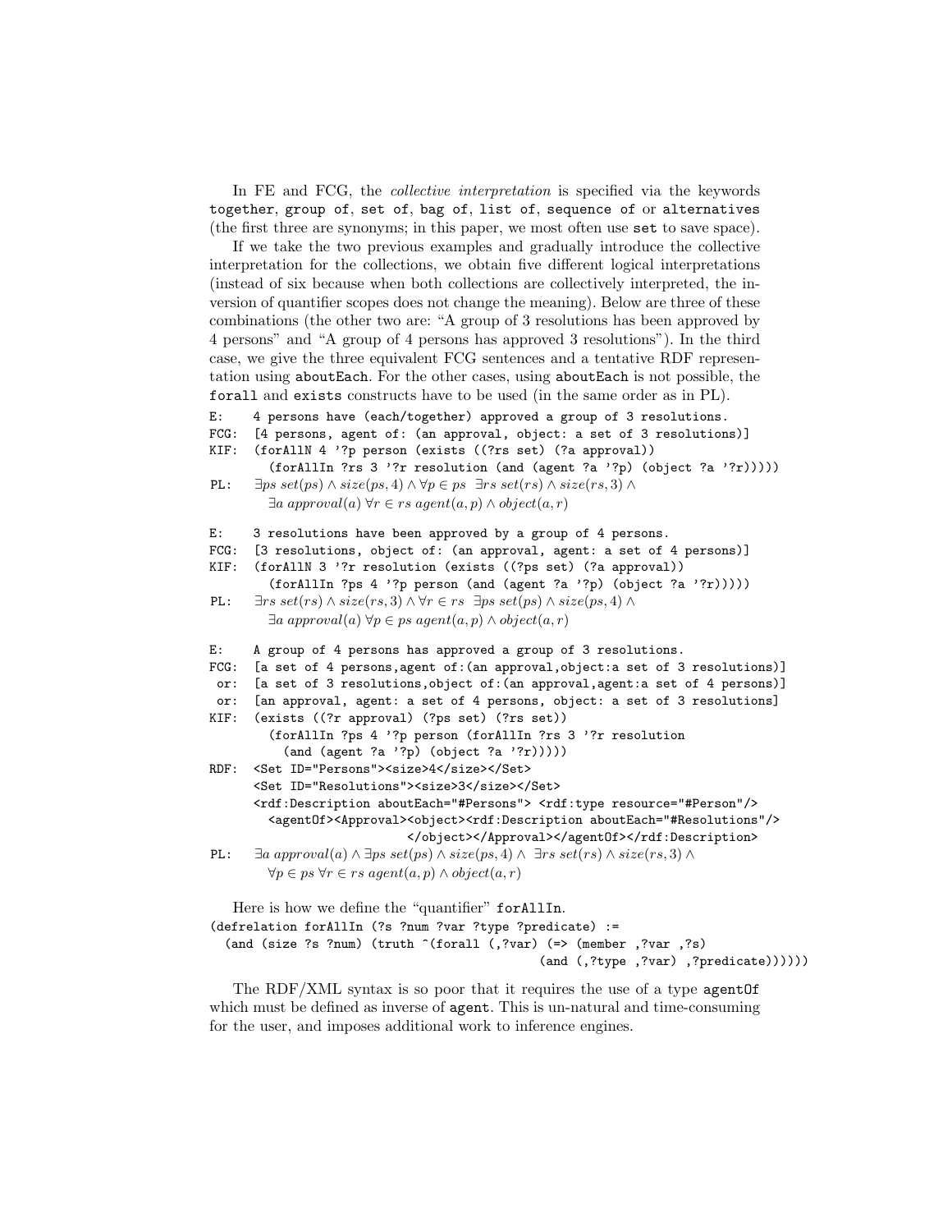In FE and FCG, the *collective interpretation* is specified via the keywords `together`, `group of`, `set of`, `bag of`, `list of`, `sequence of` or `alternatives` (the first three are synonyms; in this paper, we most often use `set` to save space).

If we take the two previous examples and gradually introduce the collective interpretation for the collections, we obtain five different logical interpretations (instead of six because when both collections are collectively interpreted, the inversion of quantifier scopes does not change the meaning). Below are three of these combinations (the other two are: "A group of 3 resolutions has been approved by 4 persons" and "A group of 4 persons has approved 3 resolutions"). In the third case, we give the three equivalent FCG sentences and a tentative RDF representation using `aboutEach`. For the other cases, using `aboutEach` is not possible, the `forall` and `exists` constructs have to be used (in the same order as in PL).

```
E:    4 persons have (each/together) approved a group of 3 resolutions.
FCG:  [4 persons, agent of: (an approval, object: a set of 3 resolutions)]
KIF:  (forAllN 4 '?p person (exists ((?rs set) (?a approval))
         (forAllIn ?rs 3 '?r resolution (and (agent ?a '?p) (object ?a '?r)))))
```

PL: $\exists ps\ set(ps) \wedge size(ps, 4) \wedge \forall p \in ps\ \ \exists rs\ set(rs) \wedge size(rs, 3) \wedge$ $\exists a\ approval(a)\ \forall r \in rs\ agent(a, p) \wedge object(a, r)$

```
E:    3 resolutions have been approved by a group of 4 persons.
FCG:  [3 resolutions, object of: (an approval, agent: a set of 4 persons)]
KIF:  (forAllN 3 '?r resolution (exists ((?ps set) (?a approval))
         (forAllIn ?ps 4 '?p person (and (agent ?a '?p) (object ?a '?r)))))
```

PL: $\exists rs\ set(rs) \wedge size(rs, 3) \wedge \forall r \in rs\ \ \exists ps\ set(ps) \wedge size(ps, 4) \wedge$ $\exists a\ approval(a)\ \forall p \in ps\ agent(a, p) \wedge object(a, r)$

```
E:    A group of 4 persons has approved a group of 3 resolutions.
FCG:  [a set of 4 persons,agent of:(an approval,object:a set of 3 resolutions)]
 or:  [a set of 3 resolutions,object of:(an approval,agent:a set of 4 persons)]
 or:  [an approval, agent: a set of 4 persons, object: a set of 3 resolutions]
KIF:  (exists ((?r approval) (?ps set) (?rs set))
         (forAllIn ?ps 4 '?p person (forAllIn ?rs 3 '?r resolution
           (and (agent ?a '?p) (object ?a '?r)))))
RDF:  <Set ID="Persons"><size>4</size></Set>
      <Set ID="Resolutions"><size>3</size></Set>
      <rdf:Description aboutEach="#Persons"> <rdf:type resource="#Person"/>
        <agentOf><Approval><object><rdf:Description aboutEach="#Resolutions"/>
                           </object></Approval></agentOf></rdf:Description>
```

PL: $\exists a\ approval(a) \wedge \exists ps\ set(ps) \wedge size(ps, 4) \wedge\ \ \exists rs\ set(rs) \wedge size(rs, 3) \wedge$ $\forall p \in ps\ \forall r \in rs\ agent(a, p) \wedge object(a, r)$

Here is how we define the "quantifier" `forAllIn`.

```
(defrelation forAllIn (?s ?num ?var ?type ?predicate) :=
  (and (size ?s ?num) (truth ^(forall (,?var) (=> (member ,?var ,?s)
                                              (and (,?type ,?var) ,?predicate))))))
```

The RDF/XML syntax is so poor that it requires the use of a type `agentOf` which must be defined as inverse of `agent`. This is un-natural and time-consuming for the user, and imposes additional work to inference engines.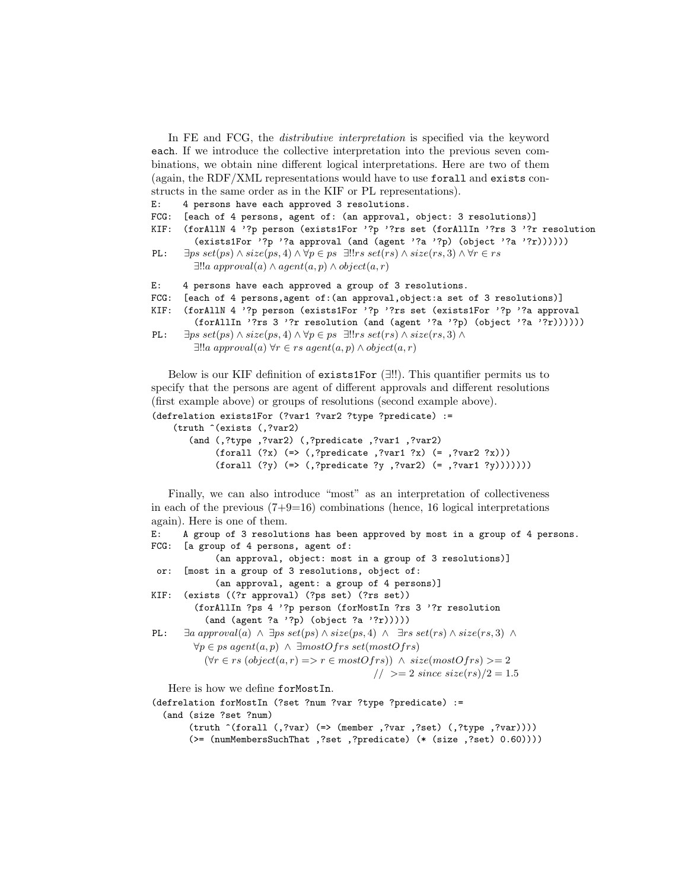In FE and FCG, the *distributive interpretation* is specified via the keyword `each`. If we introduce the collective interpretation into the previous seven combinations, we obtain nine different logical interpretations. Here are two of them (again, the RDF/XML representations would have to use `forall` and `exists` constructs in the same order as in the KIF or PL representations).

```
E:    4 persons have each approved 3 resolutions.
FCG:  [each of 4 persons, agent of: (an approval, object: 3 resolutions)]
KIF:  (forAllN 4 '?p person (exists1For '?p '?rs set (forAllIn '?rs 3 '?r resolution
        (exists1For '?p '?a approval (and (agent '?a '?p) (object '?a '?r))))))
```

PL: $\exists ps\ set(ps) \wedge size(ps, 4) \wedge \forall p \in ps\ \ \exists!!rs\ set(rs) \wedge size(rs, 3) \wedge \forall r \in rs$
$\quad \exists!!a\ approval(a) \wedge agent(a, p) \wedge object(a, r)$

```
E:    4 persons have each approved a group of 3 resolutions.
FCG:  [each of 4 persons,agent of:(an approval,object:a set of 3 resolutions)]
KIF:  (forAllN 4 '?p person (exists1For '?p '?rs set (exists1For '?p '?a approval
        (forAllIn '?rs 3 '?r resolution (and (agent '?a '?p) (object '?a '?r))))))
```

PL: $\exists ps\ set(ps) \wedge size(ps, 4) \wedge \forall p \in ps\ \ \exists!!rs\ set(rs) \wedge size(rs, 3) \wedge$
$\quad \exists!!a\ approval(a)\ \forall r \in rs\ agent(a, p) \wedge object(a, r)$

Below is our KIF definition of `exists1For` ($\exists!!$). This quantifier permits us to specify that the persons are agent of different approvals and different resolutions (first example above) or groups of resolutions (second example above).

```
(defrelation exists1For (?var1 ?var2 ?type ?predicate) :=
   (truth ^(exists (,?var2)
      (and (,?type ,?var2) (,?predicate ,?var1 ,?var2)
           (forall (?x) (=> (,?predicate ,?var1 ?x) (= ,?var2 ?x)))
           (forall (?y) (=> (,?predicate ?y ,?var2) (= ,?var1 ?y)))))))
```

Finally, we can also introduce "most" as an interpretation of collectiveness in each of the previous (7+9=16) combinations (hence, 16 logical interpretations again). Here is one of them.

```
E:    A group of 3 resolutions has been approved by most in a group of 4 persons.
FCG:  [a group of 4 persons, agent of:
           (an approval, object: most in a group of 3 resolutions)]
 or:  [most in a group of 3 resolutions, object of:
           (an approval, agent: a group of 4 persons)]
KIF:  (exists ((?r approval) (?ps set) (?rs set))
        (forAllIn ?ps 4 '?p person (forMostIn ?rs 3 '?r resolution
          (and (agent ?a '?p) (object ?a '?r)))))
```

PL: $\exists a\ approval(a)\ \wedge\ \exists ps\ set(ps) \wedge size(ps, 4)\ \wedge\ \ \exists rs\ set(rs) \wedge size(rs, 3)\ \wedge$
$\quad \forall p \in ps\ agent(a, p)\ \wedge\ \exists mostOfrs\ set(mostOfrs)$
$\quad\quad (\forall r \in rs\ (object(a, r) => r \in mostOfrs))\ \wedge\ size(mostOfrs) >= 2$
$\quad\quad\quad // \ >= 2\ since\ size(rs)/2 = 1.5$

Here is how we define `forMostIn`.

```
(defrelation forMostIn (?set ?num ?var ?type ?predicate) :=
  (and (size ?set ?num)
       (truth ^(forall (,?var) (=> (member ,?var ,?set) (,?type ,?var))))
       (>= (numMembersSuchThat ,?set ,?predicate) (* (size ,?set) 0.60))))
```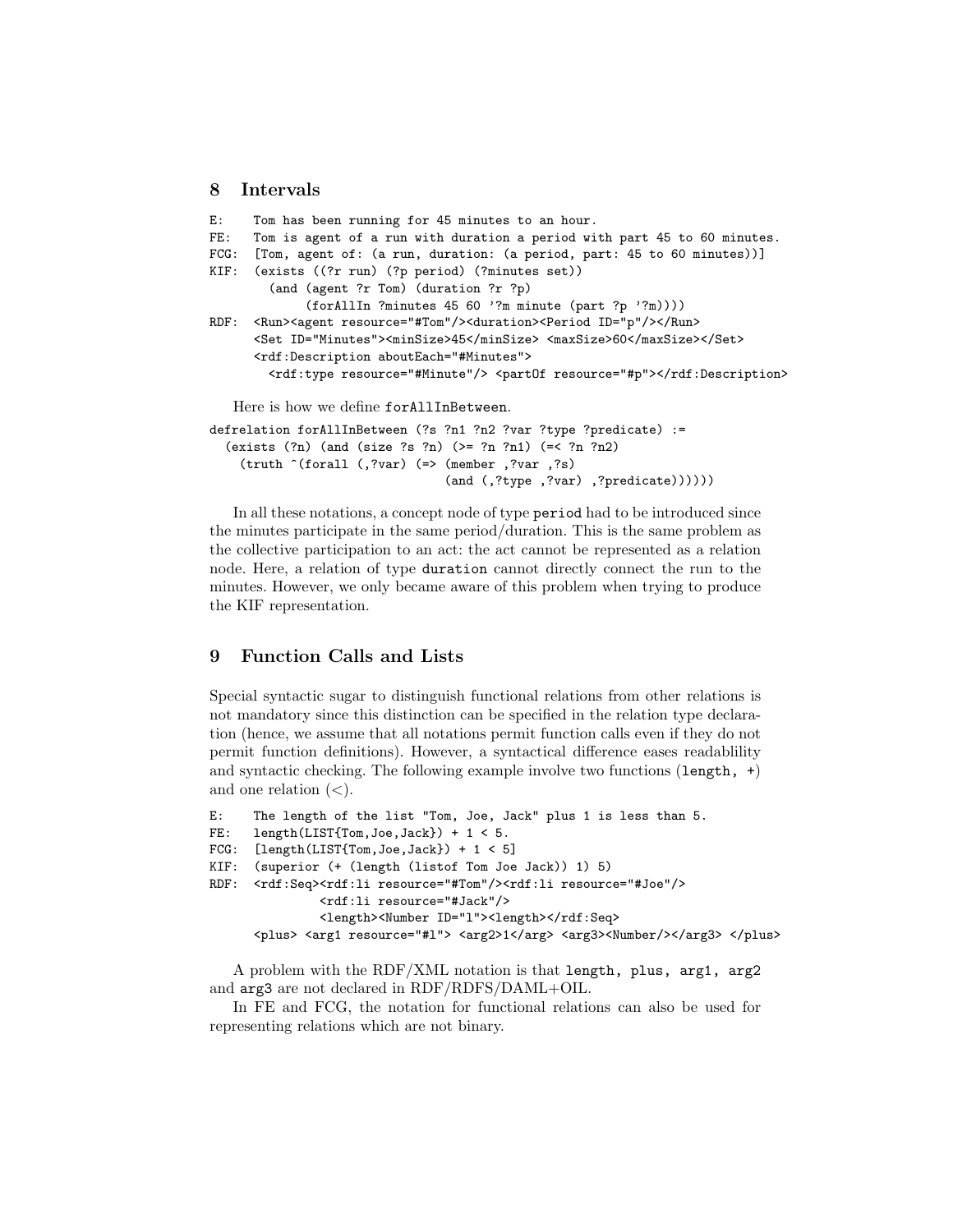## 8 Intervals

```
E:   Tom has been running for 45 minutes to an hour.
FE:  Tom is agent of a run with duration a period with part 45 to 60 minutes.
FCG: [Tom, agent of: (a run, duration: (a period, part: 45 to 60 minutes))]
KIF: (exists ((?r run) (?p period) (?minutes set))
       (and (agent ?r Tom) (duration ?r ?p)
            (forAllIn ?minutes 45 60 '?m minute (part ?p '?m))))
RDF: <Run><agent resource="#Tom"/><duration><Period ID="p"/></Run>
     <Set ID="Minutes"><minSize>45</minSize> <maxSize>60</maxSize></Set>
     <rdf:Description aboutEach="#Minutes">
       <rdf:type resource="#Minute"/> <partOf resource="#p"></rdf:Description>
```

Here is how we define `forAllInBetween`.

```
defrelation forAllInBetween (?s ?n1 ?n2 ?var ?type ?predicate) :=
  (exists (?n) (and (size ?s ?n) (>= ?n ?n1) (=< ?n ?n2)
    (truth ^(forall (,?var) (=> (member ,?var ,?s)
                                (and (,?type ,?var) ,?predicate))))))
```

In all these notations, a concept node of type `period` had to be introduced since the minutes participate in the same period/duration. This is the same problem as the collective participation to an act: the act cannot be represented as a relation node. Here, a relation of type `duration` cannot directly connect the run to the minutes. However, we only became aware of this problem when trying to produce the KIF representation.

## 9 Function Calls and Lists

Special syntactic sugar to distinguish functional relations from other relations is not mandatory since this distinction can be specified in the relation type declaration (hence, we assume that all notations permit function calls even if they do not permit function definitions). However, a syntactical difference eases readablility and syntactic checking. The following example involve two functions (`length, +`) and one relation (<).

```
E:   The length of the list "Tom, Joe, Jack" plus 1 is less than 5.
FE:  length(LIST{Tom,Joe,Jack}) + 1 < 5.
FCG: [length(LIST{Tom,Joe,Jack}) + 1 < 5]
KIF: (superior (+ (length (listof Tom Joe Jack)) 1) 5)
RDF: <rdf:Seq><rdf:li resource="#Tom"/><rdf:li resource="#Joe"/>
             <rdf:li resource="#Jack"/>
             <length><Number ID="l"><length></rdf:Seq>
     <plus> <arg1 resource="#l"> <arg2>1</arg> <arg3><Number/></arg3> </plus>
```

A problem with the RDF/XML notation is that `length, plus, arg1, arg2` and `arg3` are not declared in RDF/RDFS/DAML+OIL.

In FE and FCG, the notation for functional relations can also be used for representing relations which are not binary.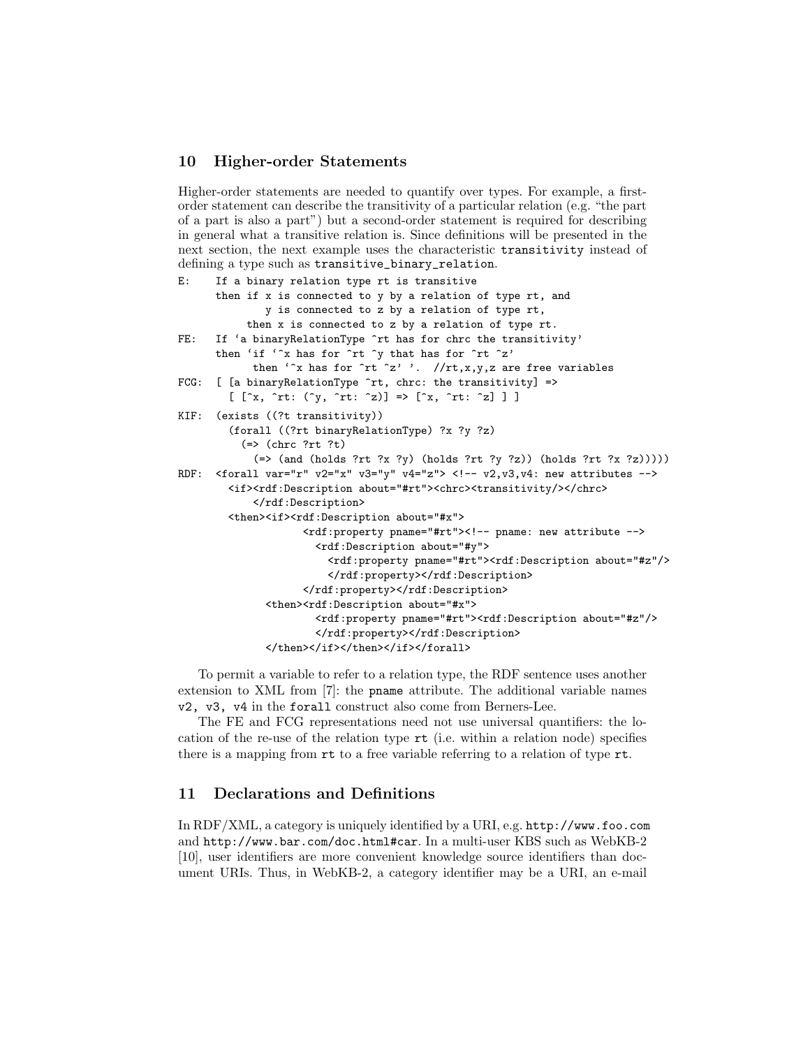## 10 Higher-order Statements

Higher-order statements are needed to quantify over types. For example, a first-order statement can describe the transitivity of a particular relation (e.g. "the part of a part is also a part") but a second-order statement is required for describing in general what a transitive relation is. Since definitions will be presented in the next section, the next example uses the characteristic `transitivity` instead of defining a type such as `transitive_binary_relation`.

```
E:    If a binary relation type rt is transitive
      then if x is connected to y by a relation of type rt, and
              y is connected to z by a relation of type rt,
           then x is connected to z by a relation of type rt.
FE:   If 'a binaryRelationType ^rt has for chrc the transitivity'
      then 'if '^x has for ^rt ^y that has for ^rt ^z'
            then '^x has for ^rt ^z' '.  //rt,x,y,z are free variables
FCG:  [ [a binaryRelationType ^rt, chrc: the transitivity] =>
        [ [^x, ^rt: (^y, ^rt: ^z)] => [^x, ^rt: ^z] ] ]
KIF:  (exists ((?t transitivity))
        (forall ((?rt binaryRelationType) ?x ?y ?z)
          (=> (chrc ?rt ?t)
            (=> (and (holds ?rt ?x ?y) (holds ?rt ?y ?z)) (holds ?rt ?x ?z)))))
RDF:  <forall var="r" v2="x" v3="y" v4="z"> <!-- v2,v3,v4: new attributes -->
        <if><rdf:Description about="#rt"><chrc><transitivity/></chrc>
            </rdf:Description>
        <then><if><rdf:Description about="#x">
                    <rdf:property pname="#rt"><!-- pname: new attribute -->
                      <rdf:Description about="#y">
                        <rdf:property pname="#rt"><rdf:Description about="#z"/>
                        </rdf:property></rdf:Description>
                    </rdf:property></rdf:Description>
              <then><rdf:Description about="#x">
                      <rdf:property pname="#rt"><rdf:Description about="#z"/>
                      </rdf:property></rdf:Description>
              </then></if></then></if></forall>
```

To permit a variable to refer to a relation type, the RDF sentence uses another extension to XML from [7]: the `pname` attribute. The additional variable names `v2, v3, v4` in the `forall` construct also come from Berners-Lee.

The FE and FCG representations need not use universal quantifiers: the location of the re-use of the relation type `rt` (i.e. within a relation node) specifies there is a mapping from `rt` to a free variable referring to a relation of type `rt`.

## 11 Declarations and Definitions

In RDF/XML, a category is uniquely identified by a URI, e.g. `http://www.foo.com` and `http://www.bar.com/doc.html#car`. In a multi-user KBS such as WebKB-2 [10], user identifiers are more convenient knowledge source identifiers than document URIs. Thus, in WebKB-2, a category identifier may be a URI, an e-mail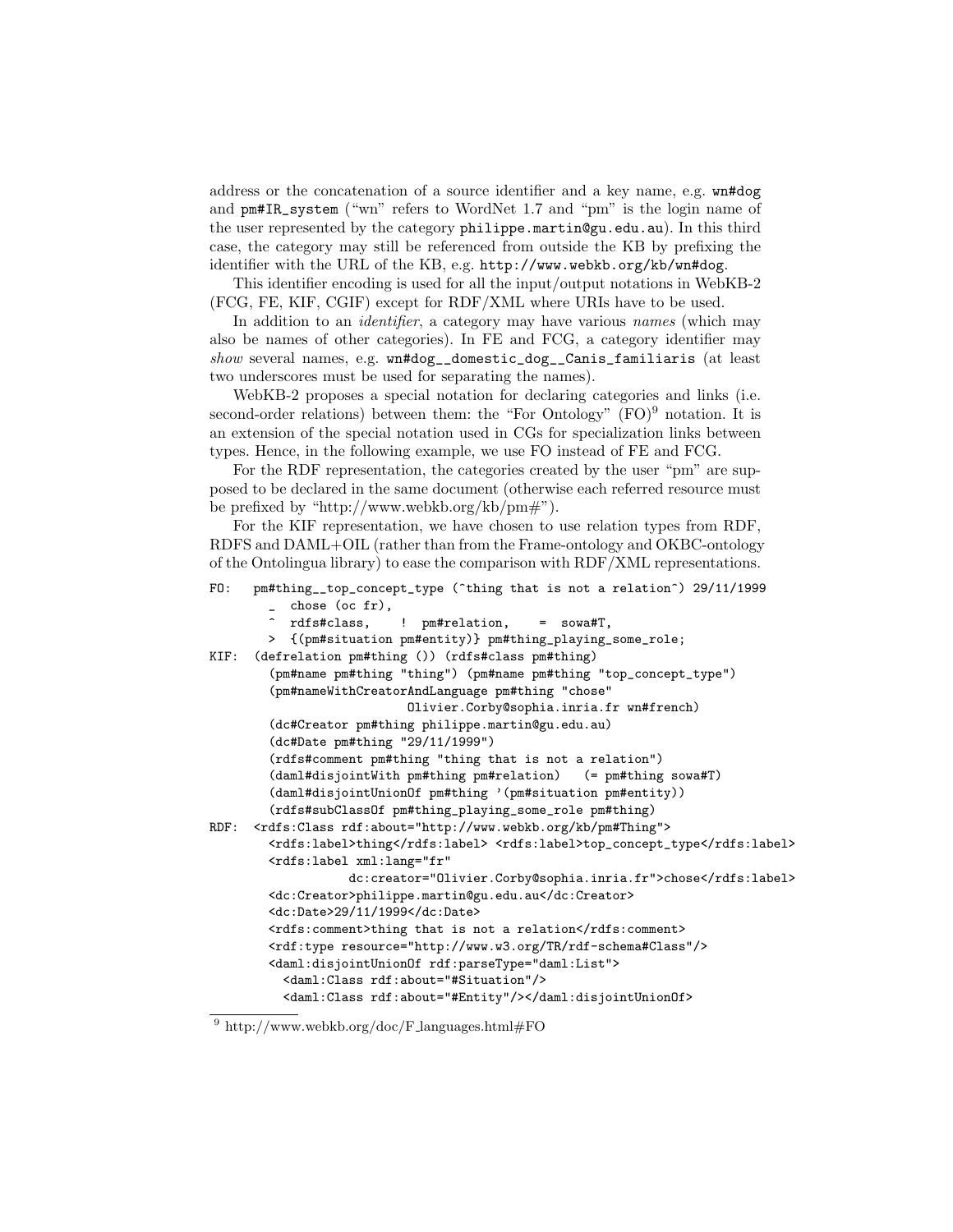address or the concatenation of a source identifier and a key name, e.g. `wn#dog` and `pm#IR_system` ("wn" refers to WordNet 1.7 and "pm" is the login name of the user represented by the category `philippe.martin@gu.edu.au`). In this third case, the category may still be referenced from outside the KB by prefixing the identifier with the URL of the KB, e.g. `http://www.webkb.org/kb/wn#dog`.

This identifier encoding is used for all the input/output notations in WebKB-2 (FCG, FE, KIF, CGIF) except for RDF/XML where URIs have to be used.

In addition to an *identifier*, a category may have various *names* (which may also be names of other categories). In FE and FCG, a category identifier may *show* several names, e.g. `wn#dog__domestic_dog__Canis_familiaris` (at least two underscores must be used for separating the names).

WebKB-2 proposes a special notation for declaring categories and links (i.e. second-order relations) between them: the "For Ontology" (FO)[9] notation. It is an extension of the special notation used in CGs for specialization links between types. Hence, in the following example, we use FO instead of FE and FCG.

For the RDF representation, the categories created by the user "pm" are supposed to be declared in the same document (otherwise each referred resource must be prefixed by "http://www.webkb.org/kb/pm#").

For the KIF representation, we have chosen to use relation types from RDF, RDFS and DAML+OIL (rather than from the Frame-ontology and OKBC-ontology of the Ontolingua library) to ease the comparison with RDF/XML representations.

```
FO:   pm#thing__top_concept_type (^thing that is not a relation^) 29/11/1999
        _  chose (oc fr),
        ^  rdfs#class,    !  pm#relation,    =  sowa#T,
        >  {(pm#situation pm#entity)} pm#thing_playing_some_role;
KIF:  (defrelation pm#thing ()) (rdfs#class pm#thing)
        (pm#name pm#thing "thing") (pm#name pm#thing "top_concept_type")
        (pm#nameWithCreatorAndLanguage pm#thing "chose"
                          Olivier.Corby@sophia.inria.fr wn#french)
        (dc#Creator pm#thing philippe.martin@gu.edu.au)
        (dc#Date pm#thing "29/11/1999")
        (rdfs#comment pm#thing "thing that is not a relation")
        (daml#disjointWith pm#thing pm#relation)   (= pm#thing sowa#T)
        (daml#disjointUnionOf pm#thing '(pm#situation pm#entity))
        (rdfs#subClassOf pm#thing_playing_some_role pm#thing)
RDF:  <rdfs:Class rdf:about="http://www.webkb.org/kb/pm#Thing">
        <rdfs:label>thing</rdfs:label> <rdfs:label>top_concept_type</rdfs:label>
        <rdfs:label xml:lang="fr"
                dc:creator="Olivier.Corby@sophia.inria.fr">chose</rdfs:label>
        <dc:Creator>philippe.martin@gu.edu.au</dc:Creator>
        <dc:Date>29/11/1999</dc:Date>
        <rdfs:comment>thing that is not a relation</rdfs:comment>
        <rdf:type resource="http://www.w3.org/TR/rdf-schema#Class"/>
        <daml:disjointUnionOf rdf:parseType="daml:List">
          <daml:Class rdf:about="#Situation"/>
          <daml:Class rdf:about="#Entity"/></daml:disjointUnionOf>
```

[9] http://www.webkb.org/doc/F_languages.html#FO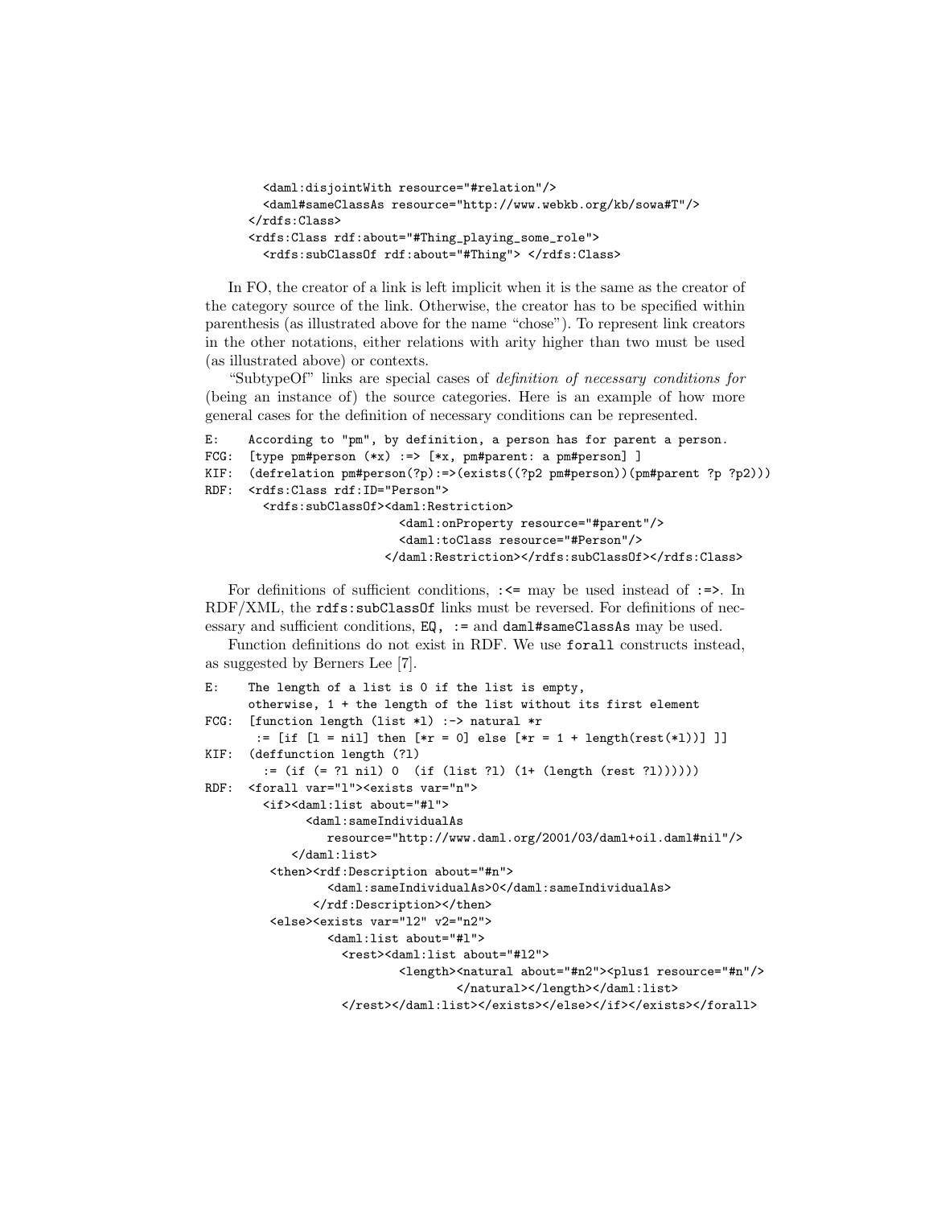```
    <daml:disjointWith resource="#relation"/>
    <daml#sameClassAs resource="http://www.webkb.org/kb/sowa#T"/>
  </rdfs:Class>
  <rdfs:Class rdf:about="#Thing_playing_some_role">
    <rdfs:subClassOf rdf:about="#Thing"> </rdfs:Class>
```

In FO, the creator of a link is left implicit when it is the same as the creator of the category source of the link. Otherwise, the creator has to be specified within parenthesis (as illustrated above for the name "chose"). To represent link creators in the other notations, either relations with arity higher than two must be used (as illustrated above) or contexts.

"SubtypeOf" links are special cases of *definition of necessary conditions for* (being an instance of) the source categories. Here is an example of how more general cases for the definition of necessary conditions can be represented.

```
E:    According to "pm", by definition, a person has for parent a person.
FCG:  [type pm#person (*x) :=> [*x, pm#parent: a pm#person] ]
KIF:  (defrelation pm#person(?p):=>(exists((?p2 pm#person))(pm#parent ?p ?p2)))
RDF:  <rdfs:Class rdf:ID="Person">
        <rdfs:subClassOf><daml:Restriction>
                          <daml:onProperty resource="#parent"/>
                          <daml:toClass resource="#Person"/>
                         </daml:Restriction></rdfs:subClassOf></rdfs:Class>
```

For definitions of sufficient conditions, `:<=` may be used instead of `:=>`. In RDF/XML, the `rdfs:subClassOf` links must be reversed. For definitions of necessary and sufficient conditions, `EQ`, `:=` and `daml#sameClassAs` may be used.

Function definitions do not exist in RDF. We use `forall` constructs instead, as suggested by Berners Lee [7].

```
E:    The length of a list is 0 if the list is empty,
      otherwise, 1 + the length of the list without its first element
FCG:  [function length (list *l) :-> natural *r
       := [if [l = nil] then [*r = 0] else [*r = 1 + length(rest(*l))] ]]
KIF:  (deffunction length (?l)
        := (if (= ?l nil) 0  (if (list ?l) (1+ (length (rest ?l))))))
RDF:  <forall var="l"><exists var="n">
        <if><daml:list about="#l">
              <daml:sameIndividualAs
                 resource="http://www.daml.org/2001/03/daml+oil.daml#nil"/>
            </daml:list>
         <then><rdf:Description about="#n">
                 <daml:sameIndividualAs>0</daml:sameIndividualAs>
               </rdf:Description></then>
         <else><exists var="l2" v2="n2">
                 <daml:list about="#l">
                   <rest><daml:list about="#l2">
                           <length><natural about="#n2"><plus1 resource="#n"/>
                                   </natural></length></daml:list>
                   </rest></daml:list></exists></else></if></exists></forall>
```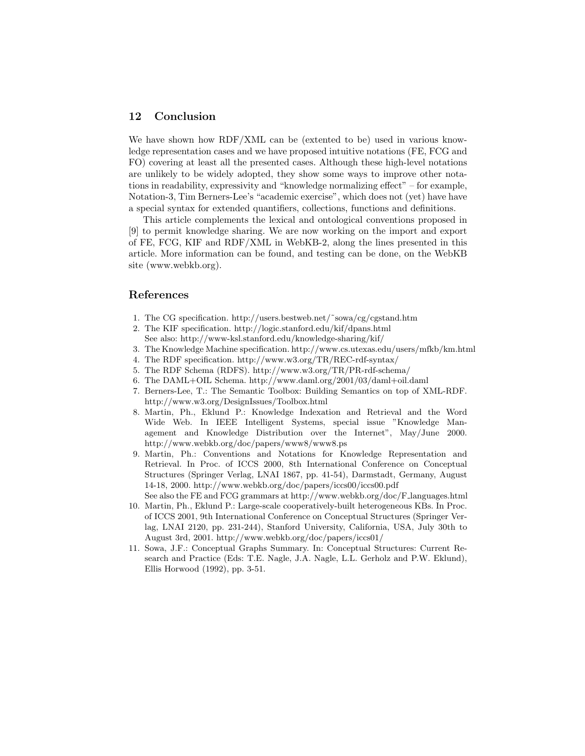## 12 Conclusion

We have shown how RDF/XML can be (extented to be) used in various knowledge representation cases and we have proposed intuitive notations (FE, FCG and FO) covering at least all the presented cases. Although these high-level notations are unlikely to be widely adopted, they show some ways to improve other notations in readability, expressivity and "knowledge normalizing effect" – for example, Notation-3, Tim Berners-Lee's "academic exercise", which does not (yet) have have a special syntax for extended quantifiers, collections, functions and definitions.

This article complements the lexical and ontological conventions proposed in [9] to permit knowledge sharing. We are now working on the import and export of FE, FCG, KIF and RDF/XML in WebKB-2, along the lines presented in this article. More information can be found, and testing can be done, on the WebKB site (www.webkb.org).

## References

1. The CG specification. http://users.bestweb.net/~sowa/cg/cgstand.htm
2. The KIF specification. http://logic.stanford.edu/kif/dpans.html
   See also: http://www-ksl.stanford.edu/knowledge-sharing/kif/
3. The Knowledge Machine specification. http://www.cs.utexas.edu/users/mfkb/km.html
4. The RDF specification. http://www.w3.org/TR/REC-rdf-syntax/
5. The RDF Schema (RDFS). http://www.w3.org/TR/PR-rdf-schema/
6. The DAML+OIL Schema. http://www.daml.org/2001/03/daml+oil.daml
7. Berners-Lee, T.: The Semantic Toolbox: Building Semantics on top of XML-RDF. http://www.w3.org/DesignIssues/Toolbox.html
8. Martin, Ph., Eklund P.: Knowledge Indexation and Retrieval and the Word Wide Web. In IEEE Intelligent Systems, special issue "Knowledge Management and Knowledge Distribution over the Internet", May/June 2000. http://www.webkb.org/doc/papers/www8/www8.ps
9. Martin, Ph.: Conventions and Notations for Knowledge Representation and Retrieval. In Proc. of ICCS 2000, 8th International Conference on Conceptual Structures (Springer Verlag, LNAI 1867, pp. 41-54), Darmstadt, Germany, August 14-18, 2000. http://www.webkb.org/doc/papers/iccs00/iccs00.pdf
   See also the FE and FCG grammars at http://www.webkb.org/doc/F_languages.html
10. Martin, Ph., Eklund P.: Large-scale cooperatively-built heterogeneous KBs. In Proc. of ICCS 2001, 9th International Conference on Conceptual Structures (Springer Verlag, LNAI 2120, pp. 231-244), Stanford University, California, USA, July 30th to August 3rd, 2001. http://www.webkb.org/doc/papers/iccs01/
11. Sowa, J.F.: Conceptual Graphs Summary. In: Conceptual Structures: Current Research and Practice (Eds: T.E. Nagle, J.A. Nagle, L.L. Gerholz and P.W. Eklund), Ellis Horwood (1992), pp. 3-51.